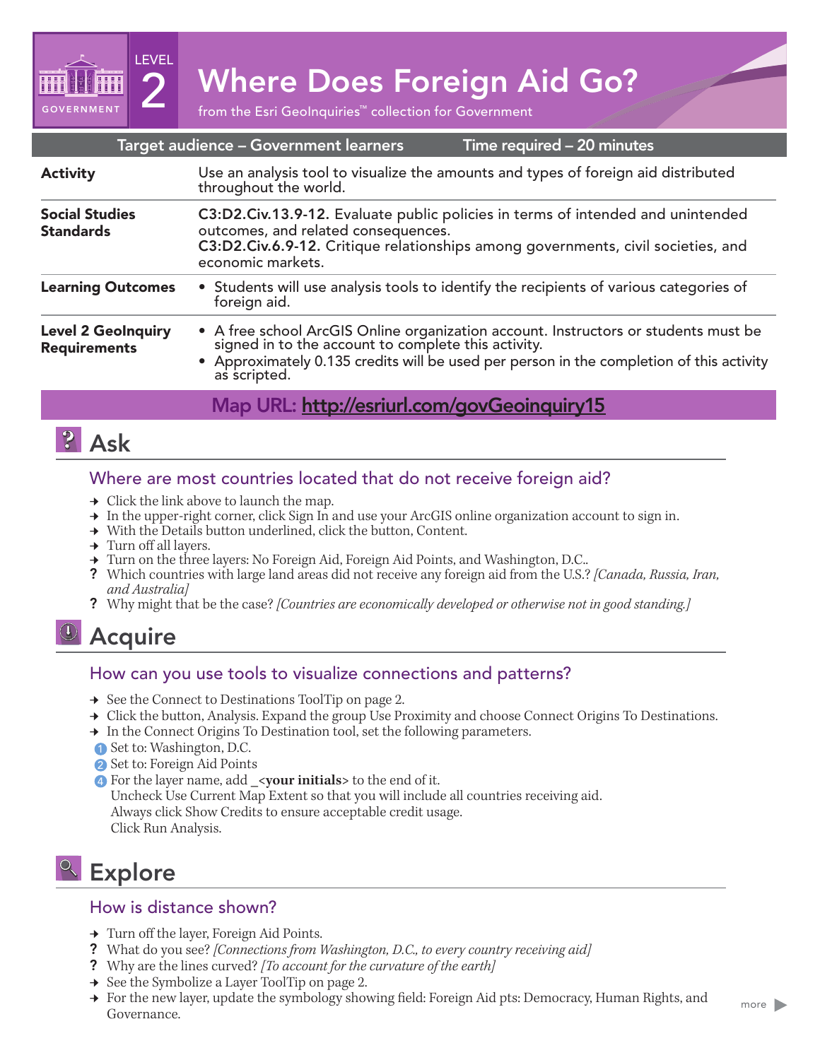GOVERNMENT

LEVEL 2

# Where Does Foreign Aid Go?

from the Esri GeoInquiries™ collection for Government

| Target audience – Government learners | Time required – 20 minutes |
|---|---|
| **Activity** | Use an analysis tool to visualize the amounts and types of foreign aid distributed throughout the world. |
| **Social Studies Standards** | **C3:D2.Civ.13.9-12.** Evaluate public policies in terms of intended and unintended outcomes, and related consequences.<br>**C3:D2.Civ.6.9-12.** Critique relationships among governments, civil societies, and economic markets. |
| **Learning Outcomes** | • Students will use analysis tools to identify the recipients of various categories of foreign aid. |
| **Level 2 GeoInquiry Requirements** | • A free school ArcGIS Online organization account. Instructors or students must be signed in to the account to complete this activity.<br>• Approximately 0.135 credits will be used per person in the completion of this activity as scripted. |

**Map URL: http://esriurl.com/govGeoinquiry15**

## Ask

### Where are most countries located that do not receive foreign aid?

→ Click the link above to launch the map.
→ In the upper-right corner, click Sign In and use your ArcGIS online organization account to sign in.
→ With the Details button underlined, click the button, Content.
→ Turn off all layers.
→ Turn on the three layers: No Foreign Aid, Foreign Aid Points, and Washington, D.C..
? Which countries with large land areas did not receive any foreign aid from the U.S.? *[Canada, Russia, Iran, and Australia]*
? Why might that be the case? *[Countries are economically developed or otherwise not in good standing.]*

## Acquire

### How can you use tools to visualize connections and patterns?

→ See the Connect to Destinations ToolTip on page 2.
→ Click the button, Analysis. Expand the group Use Proximity and choose Connect Origins To Destinations.
→ In the Connect Origins To Destination tool, set the following parameters.
1. Set to: Washington, D.C.
2. Set to: Foreign Aid Points
4. For the layer name, add _<**your initials**> to the end of it.
   Uncheck Use Current Map Extent so that you will include all countries receiving aid.
   Always click Show Credits to ensure acceptable credit usage.
   Click Run Analysis.

## Explore

### How is distance shown?

→ Turn off the layer, Foreign Aid Points.
? What do you see? *[Connections from Washington, D.C., to every country receiving aid]*
? Why are the lines curved? *[To account for the curvature of the earth]*
→ See the Symbolize a Layer ToolTip on page 2.
→ For the new layer, update the symbology showing field: Foreign Aid pts: Democracy, Human Rights, and Governance.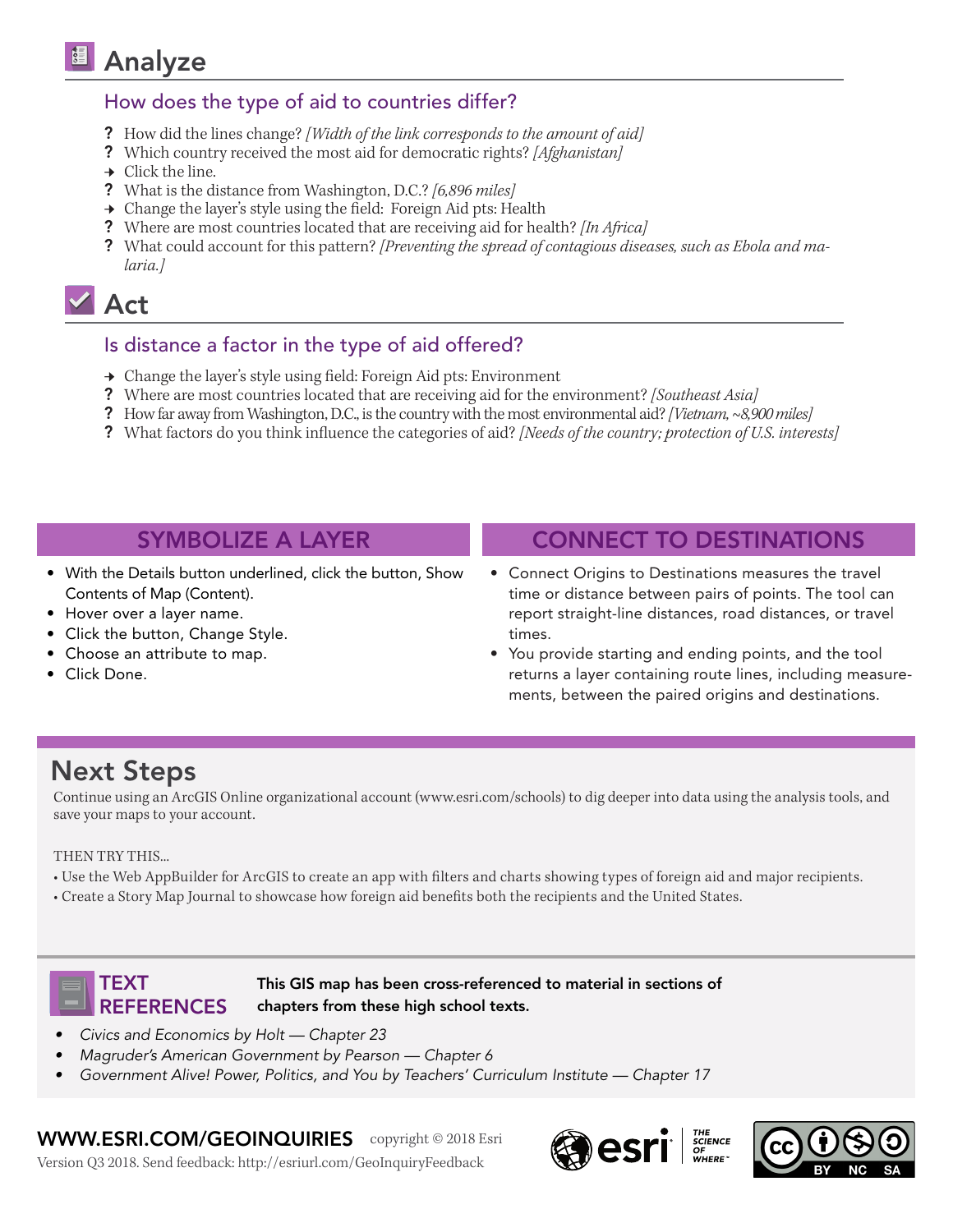## Analyze

### How does the type of aid to countries differ?

- ? How did the lines change? *[Width of the link corresponds to the amount of aid]*
- ? Which country received the most aid for democratic rights? *[Afghanistan]*
- → Click the line.
- ? What is the distance from Washington, D.C.? *[6,896 miles]*
- → Change the layer's style using the field: Foreign Aid pts: Health
- ? Where are most countries located that are receiving aid for health? *[In Africa]*
- ? What could account for this pattern? *[Preventing the spread of contagious diseases, such as Ebola and malaria.]*

## Act

### Is distance a factor in the type of aid offered?

- → Change the layer's style using field: Foreign Aid pts: Environment
- ? Where are most countries located that are receiving aid for the environment? *[Southeast Asia]*
- ? How far away from Washington, D.C., is the country with the most environmental aid? *[Vietnam, ~8,900 miles]*
- ? What factors do you think influence the categories of aid? *[Needs of the country; protection of U.S. interests]*

### SYMBOLIZE A LAYER

- With the Details button underlined, click the button, Show Contents of Map (Content).
- Hover over a layer name.
- Click the button, Change Style.
- Choose an attribute to map.
- Click Done.

### CONNECT TO DESTINATIONS

- Connect Origins to Destinations measures the travel time or distance between pairs of points. The tool can report straight-line distances, road distances, or travel times.
- You provide starting and ending points, and the tool returns a layer containing route lines, including measurements, between the paired origins and destinations.

## Next Steps

Continue using an ArcGIS Online organizational account (www.esri.com/schools) to dig deeper into data using the analysis tools, and save your maps to your account.

THEN TRY THIS...

- Use the Web AppBuilder for ArcGIS to create an app with filters and charts showing types of foreign aid and major recipients.
- Create a Story Map Journal to showcase how foreign aid benefits both the recipients and the United States.

### TEXT REFERENCES

**This GIS map has been cross-referenced to material in sections of chapters from these high school texts.**

- *Civics and Economics by Holt — Chapter 23*
- *Magruder's American Government by Pearson — Chapter 6*
- *Government Alive! Power, Politics, and You by Teachers' Curriculum Institute — Chapter 17*

**WWW.ESRI.COM/GEOINQUIRIES** copyright © 2018 Esri

Version Q3 2018. Send feedback: http://esriurl.com/GeoInquiryFeedback